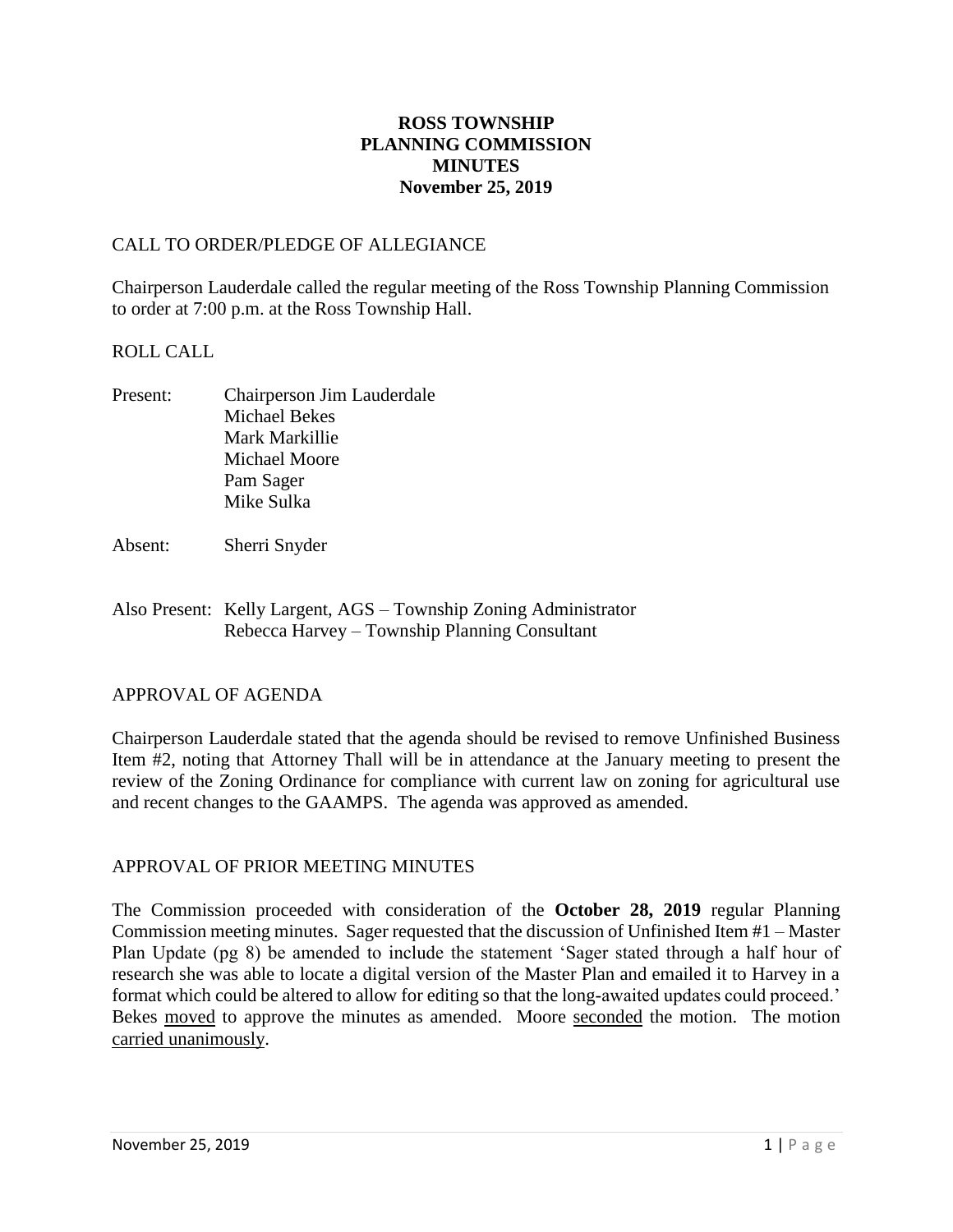# ROSS TOWNSHIP
# PLANNING COMMISSION
# MINUTES
# November 25, 2019

CALL TO ORDER/PLEDGE OF ALLEGIANCE

Chairperson Lauderdale called the regular meeting of the Ross Township Planning Commission to order at 7:00 p.m. at the Ross Township Hall.

ROLL CALL

Present: Chairperson Jim Lauderdale
Michael Bekes
Mark Markillie
Michael Moore
Pam Sager
Mike Sulka

Absent: Sherri Snyder

Also Present: Kelly Largent, AGS – Township Zoning Administrator
Rebecca Harvey – Township Planning Consultant

APPROVAL OF AGENDA

Chairperson Lauderdale stated that the agenda should be revised to remove Unfinished Business Item #2, noting that Attorney Thall will be in attendance at the January meeting to present the review of the Zoning Ordinance for compliance with current law on zoning for agricultural use and recent changes to the GAAMPS. The agenda was approved as amended.

APPROVAL OF PRIOR MEETING MINUTES

The Commission proceeded with consideration of the **October 28, 2019** regular Planning Commission meeting minutes. Sager requested that the discussion of Unfinished Item #1 – Master Plan Update (pg 8) be amended to include the statement 'Sager stated through a half hour of research she was able to locate a digital version of the Master Plan and emailed it to Harvey in a format which could be altered to allow for editing so that the long-awaited updates could proceed.' Bekes moved to approve the minutes as amended. Moore seconded the motion. The motion carried unanimously.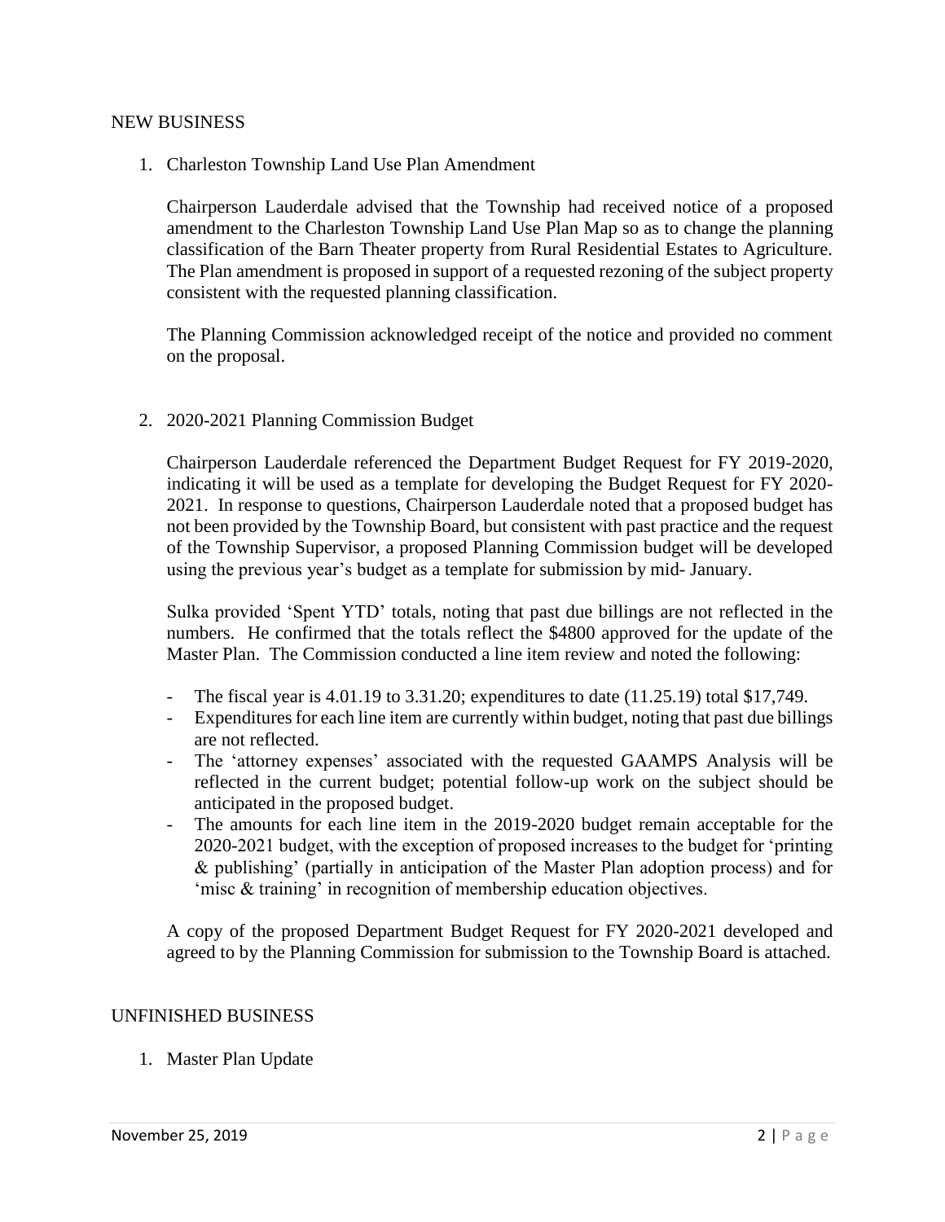## NEW BUSINESS

1. Charleston Township Land Use Plan Amendment

   Chairperson Lauderdale advised that the Township had received notice of a proposed amendment to the Charleston Township Land Use Plan Map so as to change the planning classification of the Barn Theater property from Rural Residential Estates to Agriculture. The Plan amendment is proposed in support of a requested rezoning of the subject property consistent with the requested planning classification.

   The Planning Commission acknowledged receipt of the notice and provided no comment on the proposal.

2. 2020-2021 Planning Commission Budget

   Chairperson Lauderdale referenced the Department Budget Request for FY 2019-2020, indicating it will be used as a template for developing the Budget Request for FY 2020-2021. In response to questions, Chairperson Lauderdale noted that a proposed budget has not been provided by the Township Board, but consistent with past practice and the request of the Township Supervisor, a proposed Planning Commission budget will be developed using the previous year's budget as a template for submission by mid- January.

   Sulka provided 'Spent YTD' totals, noting that past due billings are not reflected in the numbers. He confirmed that the totals reflect the $4800 approved for the update of the Master Plan. The Commission conducted a line item review and noted the following:

   - The fiscal year is 4.01.19 to 3.31.20; expenditures to date (11.25.19) total $17,749.
   - Expenditures for each line item are currently within budget, noting that past due billings are not reflected.
   - The 'attorney expenses' associated with the requested GAAMPS Analysis will be reflected in the current budget; potential follow-up work on the subject should be anticipated in the proposed budget.
   - The amounts for each line item in the 2019-2020 budget remain acceptable for the 2020-2021 budget, with the exception of proposed increases to the budget for 'printing & publishing' (partially in anticipation of the Master Plan adoption process) and for 'misc & training' in recognition of membership education objectives.

   A copy of the proposed Department Budget Request for FY 2020-2021 developed and agreed to by the Planning Commission for submission to the Township Board is attached.

## UNFINISHED BUSINESS

1. Master Plan Update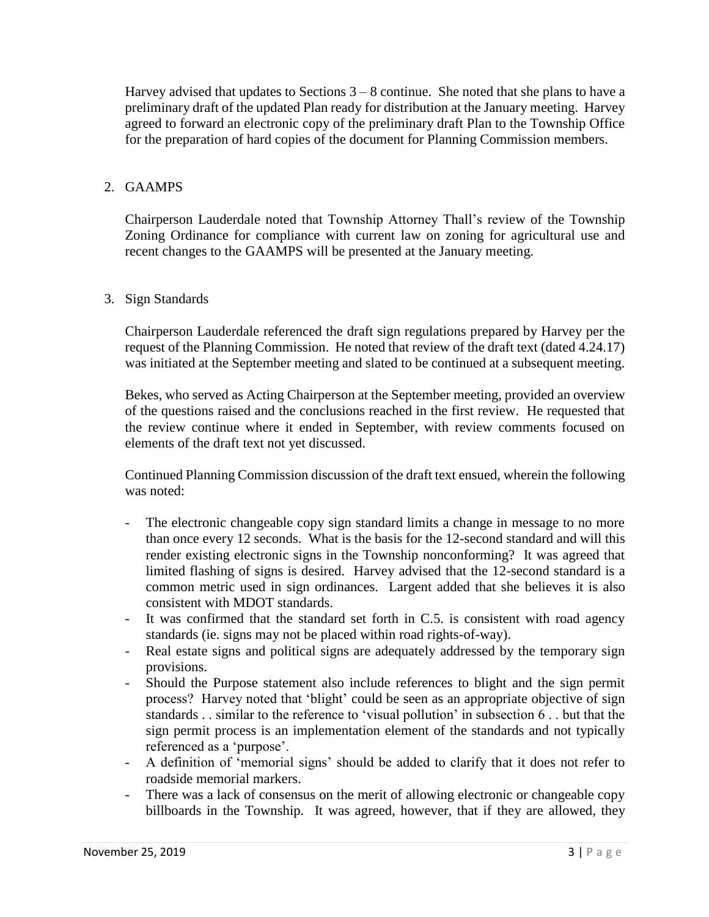Harvey advised that updates to Sections 3 – 8 continue. She noted that she plans to have a preliminary draft of the updated Plan ready for distribution at the January meeting. Harvey agreed to forward an electronic copy of the preliminary draft Plan to the Township Office for the preparation of hard copies of the document for Planning Commission members.

2. GAAMPS

   Chairperson Lauderdale noted that Township Attorney Thall's review of the Township Zoning Ordinance for compliance with current law on zoning for agricultural use and recent changes to the GAAMPS will be presented at the January meeting.

3. Sign Standards

   Chairperson Lauderdale referenced the draft sign regulations prepared by Harvey per the request of the Planning Commission. He noted that review of the draft text (dated 4.24.17) was initiated at the September meeting and slated to be continued at a subsequent meeting.

   Bekes, who served as Acting Chairperson at the September meeting, provided an overview of the questions raised and the conclusions reached in the first review. He requested that the review continue where it ended in September, with review comments focused on elements of the draft text not yet discussed.

   Continued Planning Commission discussion of the draft text ensued, wherein the following was noted:

   - The electronic changeable copy sign standard limits a change in message to no more than once every 12 seconds. What is the basis for the 12-second standard and will this render existing electronic signs in the Township nonconforming? It was agreed that limited flashing of signs is desired. Harvey advised that the 12-second standard is a common metric used in sign ordinances. Largent added that she believes it is also consistent with MDOT standards.
   - It was confirmed that the standard set forth in C.5. is consistent with road agency standards (ie. signs may not be placed within road rights-of-way).
   - Real estate signs and political signs are adequately addressed by the temporary sign provisions.
   - Should the Purpose statement also include references to blight and the sign permit process? Harvey noted that 'blight' could be seen as an appropriate objective of sign standards . . similar to the reference to 'visual pollution' in subsection 6 . . but that the sign permit process is an implementation element of the standards and not typically referenced as a 'purpose'.
   - A definition of 'memorial signs' should be added to clarify that it does not refer to roadside memorial markers.
   - There was a lack of consensus on the merit of allowing electronic or changeable copy billboards in the Township. It was agreed, however, that if they are allowed, they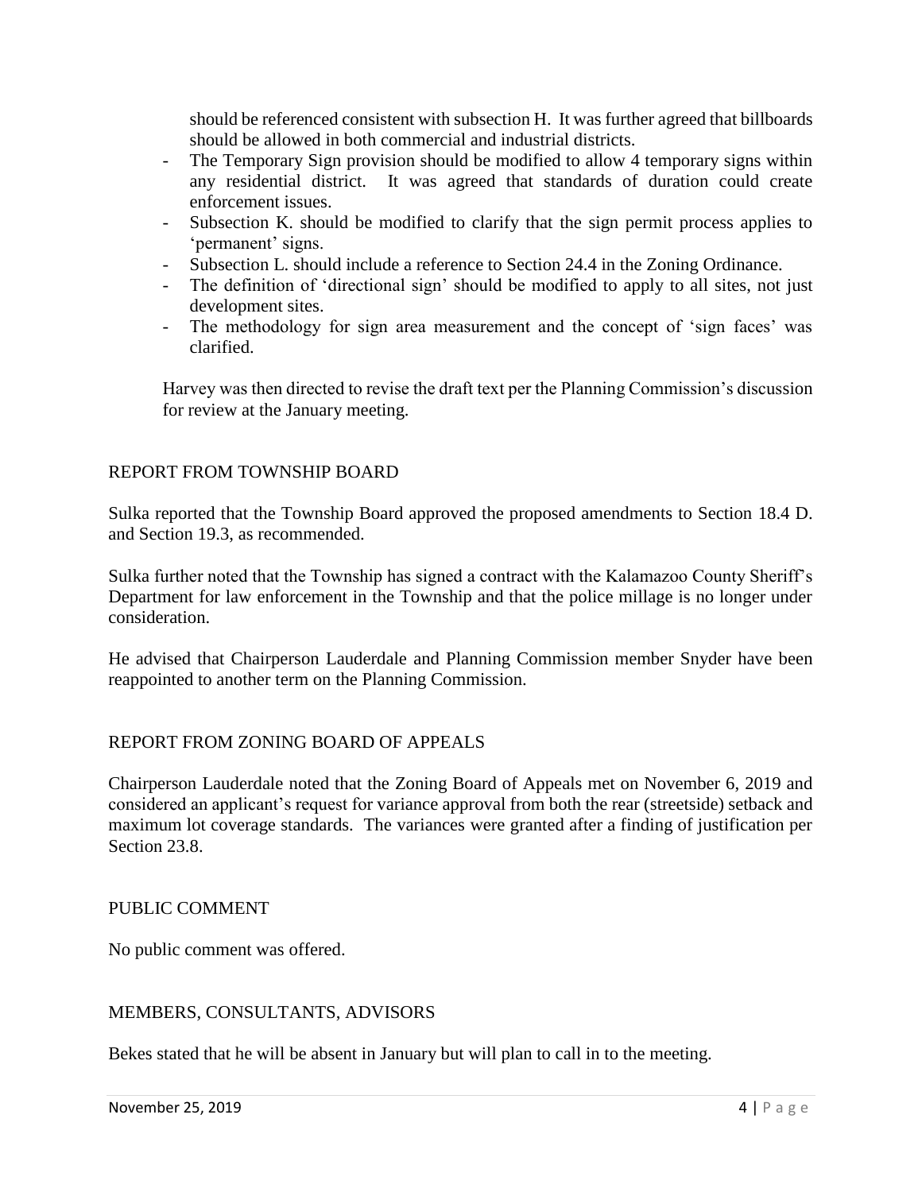should be referenced consistent with subsection H. It was further agreed that billboards should be allowed in both commercial and industrial districts.

- The Temporary Sign provision should be modified to allow 4 temporary signs within any residential district. It was agreed that standards of duration could create enforcement issues.
- Subsection K. should be modified to clarify that the sign permit process applies to 'permanent' signs.
- Subsection L. should include a reference to Section 24.4 in the Zoning Ordinance.
- The definition of 'directional sign' should be modified to apply to all sites, not just development sites.
- The methodology for sign area measurement and the concept of 'sign faces' was clarified.

Harvey was then directed to revise the draft text per the Planning Commission's discussion for review at the January meeting.

## REPORT FROM TOWNSHIP BOARD

Sulka reported that the Township Board approved the proposed amendments to Section 18.4 D. and Section 19.3, as recommended.

Sulka further noted that the Township has signed a contract with the Kalamazoo County Sheriff's Department for law enforcement in the Township and that the police millage is no longer under consideration.

He advised that Chairperson Lauderdale and Planning Commission member Snyder have been reappointed to another term on the Planning Commission.

## REPORT FROM ZONING BOARD OF APPEALS

Chairperson Lauderdale noted that the Zoning Board of Appeals met on November 6, 2019 and considered an applicant's request for variance approval from both the rear (streetside) setback and maximum lot coverage standards. The variances were granted after a finding of justification per Section 23.8.

## PUBLIC COMMENT

No public comment was offered.

## MEMBERS, CONSULTANTS, ADVISORS

Bekes stated that he will be absent in January but will plan to call in to the meeting.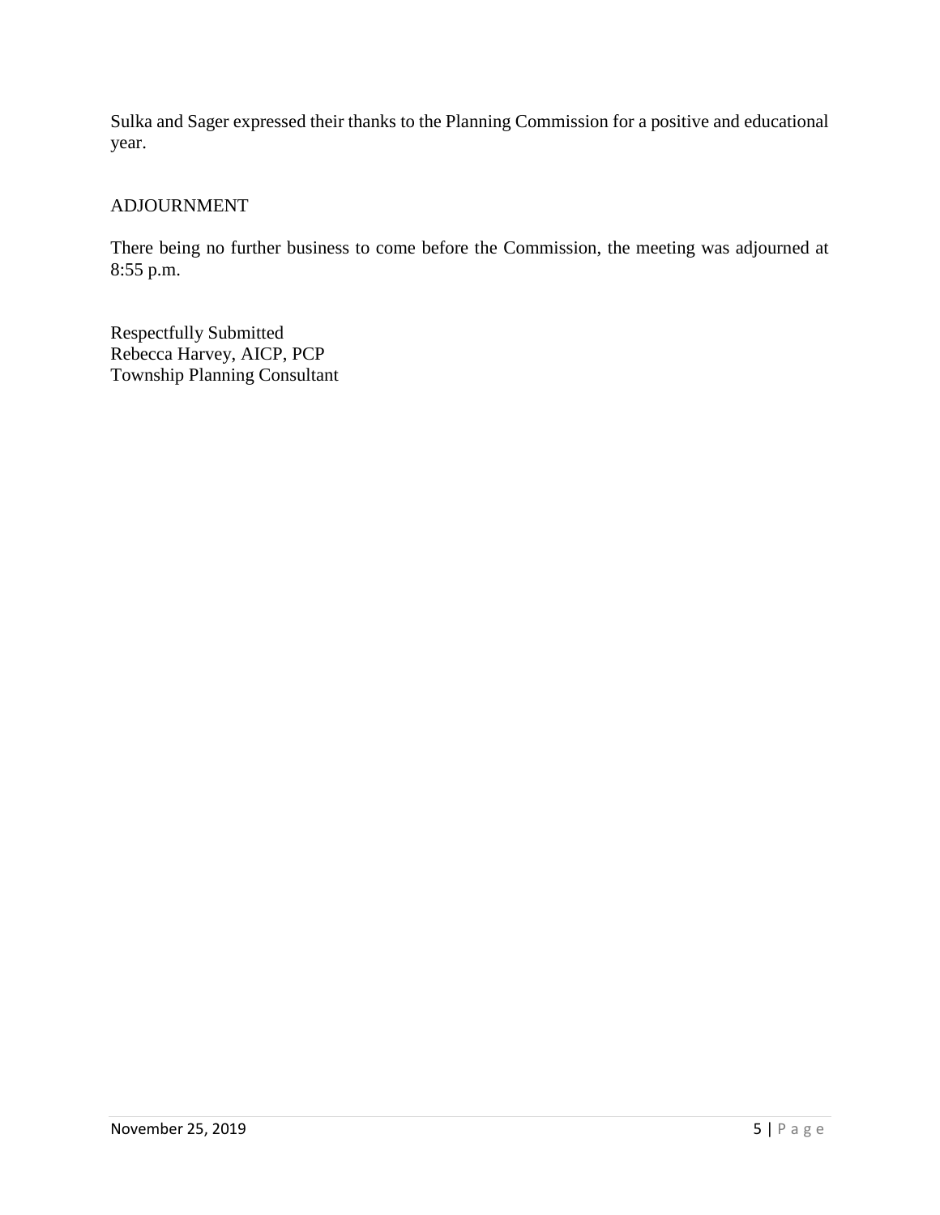Sulka and Sager expressed their thanks to the Planning Commission for a positive and educational year.

ADJOURNMENT

There being no further business to come before the Commission, the meeting was adjourned at 8:55 p.m.

Respectfully Submitted
Rebecca Harvey, AICP, PCP
Township Planning Consultant